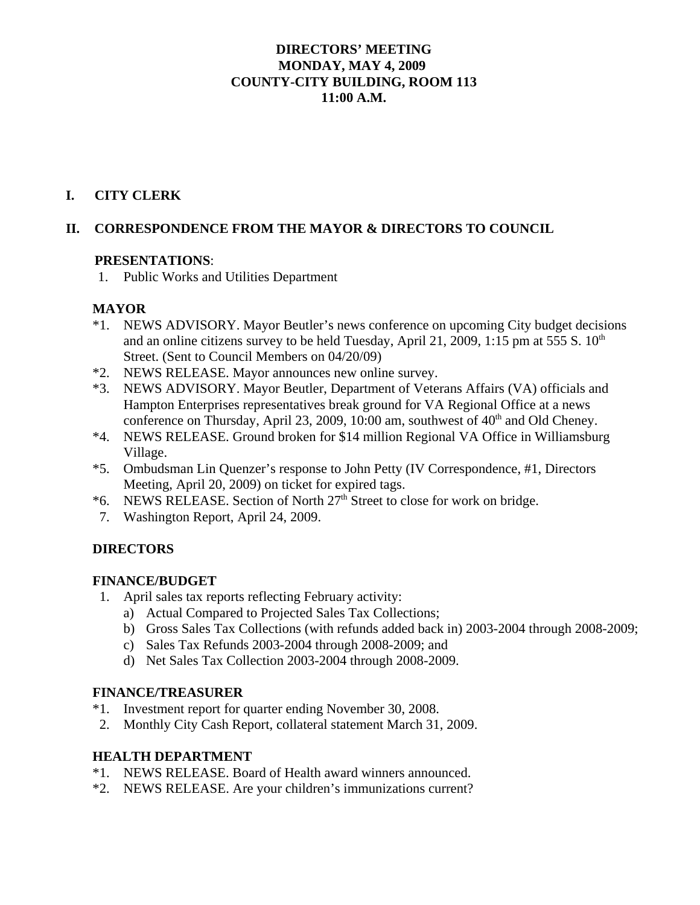# DIRECTORS' MEETING
# MONDAY, MAY 4, 2009
# COUNTY-CITY BUILDING, ROOM 113
# 11:00 A.M.

## I. CITY CLERK

## II. CORRESPONDENCE FROM THE MAYOR & DIRECTORS TO COUNCIL

**PRESENTATIONS**:

1. Public Works and Utilities Department

### MAYOR

*1. NEWS ADVISORY. Mayor Beutler's news conference on upcoming City budget decisions and an online citizens survey to be held Tuesday, April 21, 2009, 1:15 pm at 555 S. 10th Street. (Sent to Council Members on 04/20/09)

*2. NEWS RELEASE. Mayor announces new online survey.

*3. NEWS ADVISORY. Mayor Beutler, Department of Veterans Affairs (VA) officials and Hampton Enterprises representatives break ground for VA Regional Office at a news conference on Thursday, April 23, 2009, 10:00 am, southwest of 40th and Old Cheney.

*4. NEWS RELEASE. Ground broken for $14 million Regional VA Office in Williamsburg Village.

*5. Ombudsman Lin Quenzer's response to John Petty (IV Correspondence, #1, Directors Meeting, April 20, 2009) on ticket for expired tags.

*6. NEWS RELEASE. Section of North 27th Street to close for work on bridge.

7. Washington Report, April 24, 2009.

### DIRECTORS

### FINANCE/BUDGET

1. April sales tax reports reflecting February activity:
   a) Actual Compared to Projected Sales Tax Collections;
   b) Gross Sales Tax Collections (with refunds added back in) 2003-2004 through 2008-2009;
   c) Sales Tax Refunds 2003-2004 through 2008-2009; and
   d) Net Sales Tax Collection 2003-2004 through 2008-2009.

### FINANCE/TREASURER

*1. Investment report for quarter ending November 30, 2008.

2. Monthly City Cash Report, collateral statement March 31, 2009.

### HEALTH DEPARTMENT

*1. NEWS RELEASE. Board of Health award winners announced.

*2. NEWS RELEASE. Are your children's immunizations current?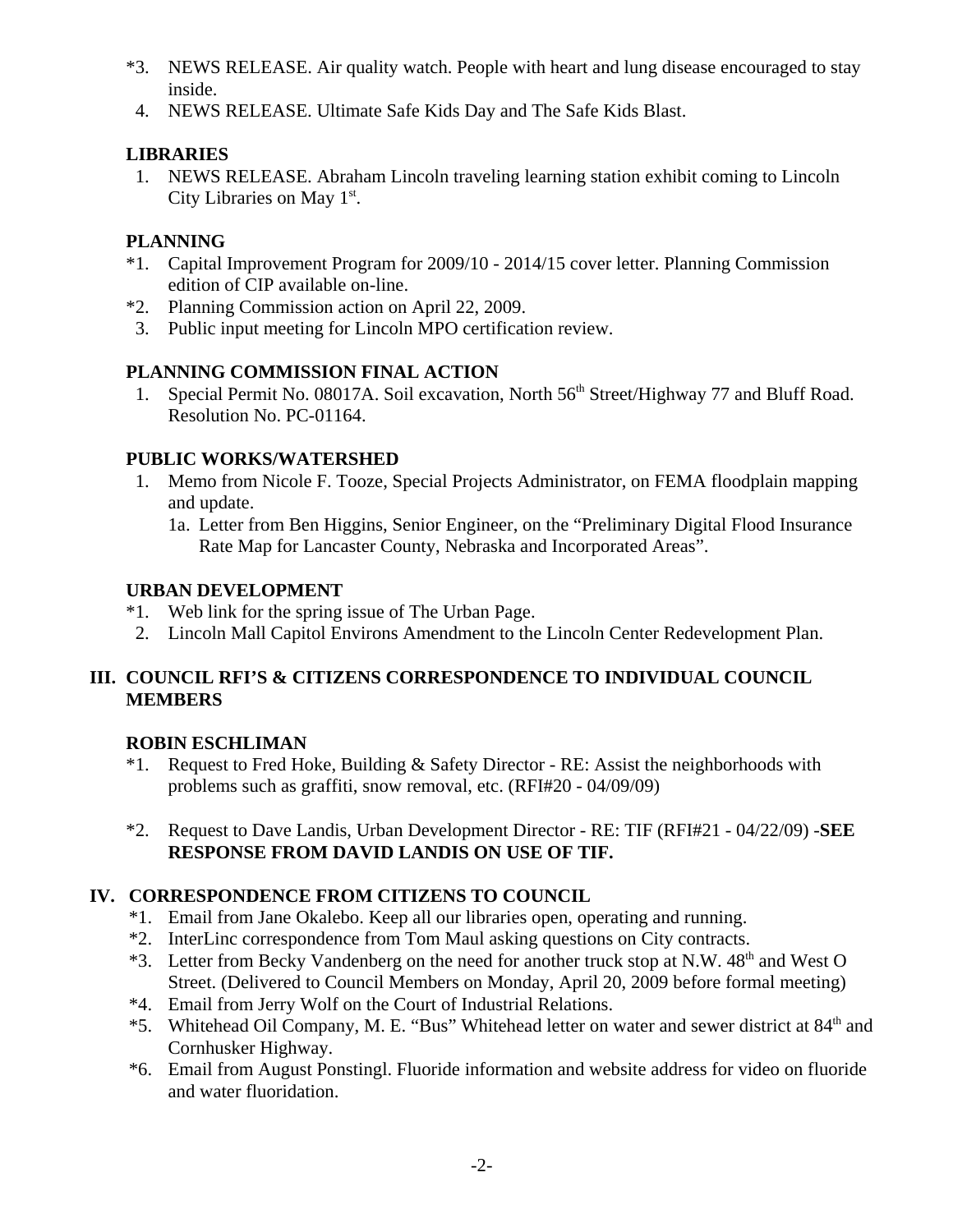*3. NEWS RELEASE. Air quality watch. People with heart and lung disease encouraged to stay inside.

4. NEWS RELEASE. Ultimate Safe Kids Day and The Safe Kids Blast.

**LIBRARIES**

1. NEWS RELEASE. Abraham Lincoln traveling learning station exhibit coming to Lincoln City Libraries on May 1st.

**PLANNING**

*1. Capital Improvement Program for 2009/10 - 2014/15 cover letter. Planning Commission edition of CIP available on-line.

*2. Planning Commission action on April 22, 2009.

3. Public input meeting for Lincoln MPO certification review.

**PLANNING COMMISSION FINAL ACTION**

1. Special Permit No. 08017A. Soil excavation, North 56th Street/Highway 77 and Bluff Road. Resolution No. PC-01164.

**PUBLIC WORKS/WATERSHED**

1. Memo from Nicole F. Tooze, Special Projects Administrator, on FEMA floodplain mapping and update.
   1a. Letter from Ben Higgins, Senior Engineer, on the "Preliminary Digital Flood Insurance Rate Map for Lancaster County, Nebraska and Incorporated Areas".

**URBAN DEVELOPMENT**

*1. Web link for the spring issue of The Urban Page.

2. Lincoln Mall Capitol Environs Amendment to the Lincoln Center Redevelopment Plan.

## III. COUNCIL RFI'S & CITIZENS CORRESPONDENCE TO INDIVIDUAL COUNCIL MEMBERS

**ROBIN ESCHLIMAN**

*1. Request to Fred Hoke, Building & Safety Director - RE: Assist the neighborhoods with problems such as graffiti, snow removal, etc. (RFI#20 - 04/09/09)

*2. Request to Dave Landis, Urban Development Director - RE: TIF (RFI#21 - 04/22/09) -**SEE RESPONSE FROM DAVID LANDIS ON USE OF TIF.**

## IV. CORRESPONDENCE FROM CITIZENS TO COUNCIL

*1. Email from Jane Okalebo. Keep all our libraries open, operating and running.

*2. InterLinc correspondence from Tom Maul asking questions on City contracts.

*3. Letter from Becky Vandenberg on the need for another truck stop at N.W. 48th and West O Street. (Delivered to Council Members on Monday, April 20, 2009 before formal meeting)

*4. Email from Jerry Wolf on the Court of Industrial Relations.

*5. Whitehead Oil Company, M. E. "Bus" Whitehead letter on water and sewer district at 84th and Cornhusker Highway.

*6. Email from August Ponstingl. Fluoride information and website address for video on fluoride and water fluoridation.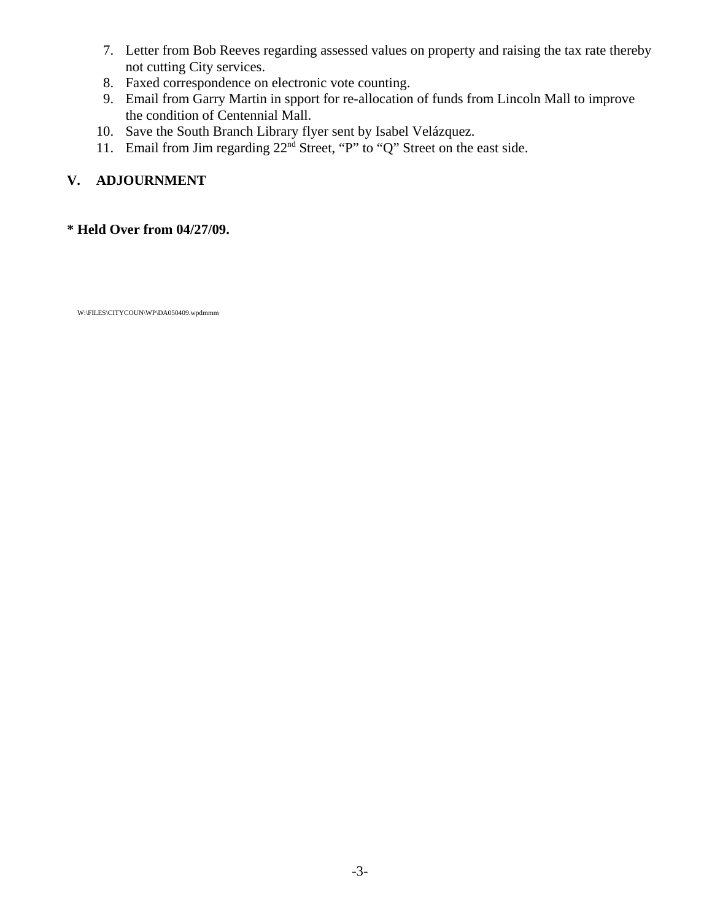7. Letter from Bob Reeves regarding assessed values on property and raising the tax rate thereby not cutting City services.
8. Faxed correspondence on electronic vote counting.
9. Email from Garry Martin in spport for re-allocation of funds from Lincoln Mall to improve the condition of Centennial Mall.
10. Save the South Branch Library flyer sent by Isabel Velázquez.
11. Email from Jim regarding 22nd Street, "P" to "Q" Street on the east side.

## V. ADJOURNMENT

**\* Held Over from 04/27/09.**

W:\FILES\CITYCOUN\WP\DA050409.wpdmmm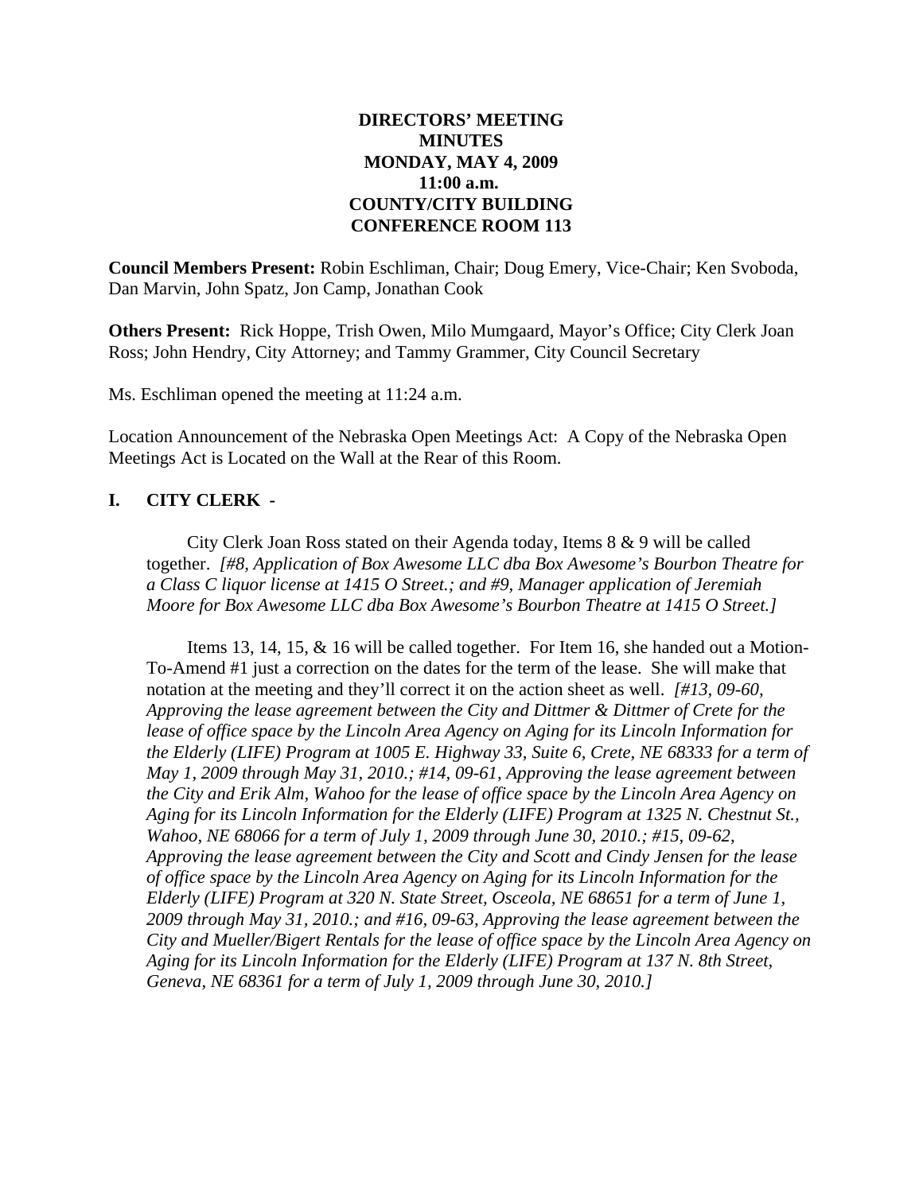**DIRECTORS' MEETING**
**MINUTES**
**MONDAY, MAY 4, 2009**
**11:00 a.m.**
**COUNTY/CITY BUILDING**
**CONFERENCE ROOM 113**

**Council Members Present:** Robin Eschliman, Chair; Doug Emery, Vice-Chair; Ken Svoboda, Dan Marvin, John Spatz, Jon Camp, Jonathan Cook

**Others Present:** Rick Hoppe, Trish Owen, Milo Mumgaard, Mayor's Office; City Clerk Joan Ross; John Hendry, City Attorney; and Tammy Grammer, City Council Secretary

Ms. Eschliman opened the meeting at 11:24 a.m.

Location Announcement of the Nebraska Open Meetings Act: A Copy of the Nebraska Open Meetings Act is Located on the Wall at the Rear of this Room.

## I. CITY CLERK -

City Clerk Joan Ross stated on their Agenda today, Items 8 & 9 will be called together. *[#8, Application of Box Awesome LLC dba Box Awesome's Bourbon Theatre for a Class C liquor license at 1415 O Street.; and #9, Manager application of Jeremiah Moore for Box Awesome LLC dba Box Awesome's Bourbon Theatre at 1415 O Street.]*

Items 13, 14, 15, & 16 will be called together. For Item 16, she handed out a Motion-To-Amend #1 just a correction on the dates for the term of the lease. She will make that notation at the meeting and they'll correct it on the action sheet as well. *[#13, 09-60, Approving the lease agreement between the City and Dittmer & Dittmer of Crete for the lease of office space by the Lincoln Area Agency on Aging for its Lincoln Information for the Elderly (LIFE) Program at 1005 E. Highway 33, Suite 6, Crete, NE 68333 for a term of May 1, 2009 through May 31, 2010.; #14, 09-61, Approving the lease agreement between the City and Erik Alm, Wahoo for the lease of office space by the Lincoln Area Agency on Aging for its Lincoln Information for the Elderly (LIFE) Program at 1325 N. Chestnut St., Wahoo, NE 68066 for a term of July 1, 2009 through June 30, 2010.; #15, 09-62, Approving the lease agreement between the City and Scott and Cindy Jensen for the lease of office space by the Lincoln Area Agency on Aging for its Lincoln Information for the Elderly (LIFE) Program at 320 N. State Street, Osceola, NE 68651 for a term of June 1, 2009 through May 31, 2010.; and #16, 09-63, Approving the lease agreement between the City and Mueller/Bigert Rentals for the lease of office space by the Lincoln Area Agency on Aging for its Lincoln Information for the Elderly (LIFE) Program at 137 N. 8th Street, Geneva, NE 68361 for a term of July 1, 2009 through June 30, 2010.]*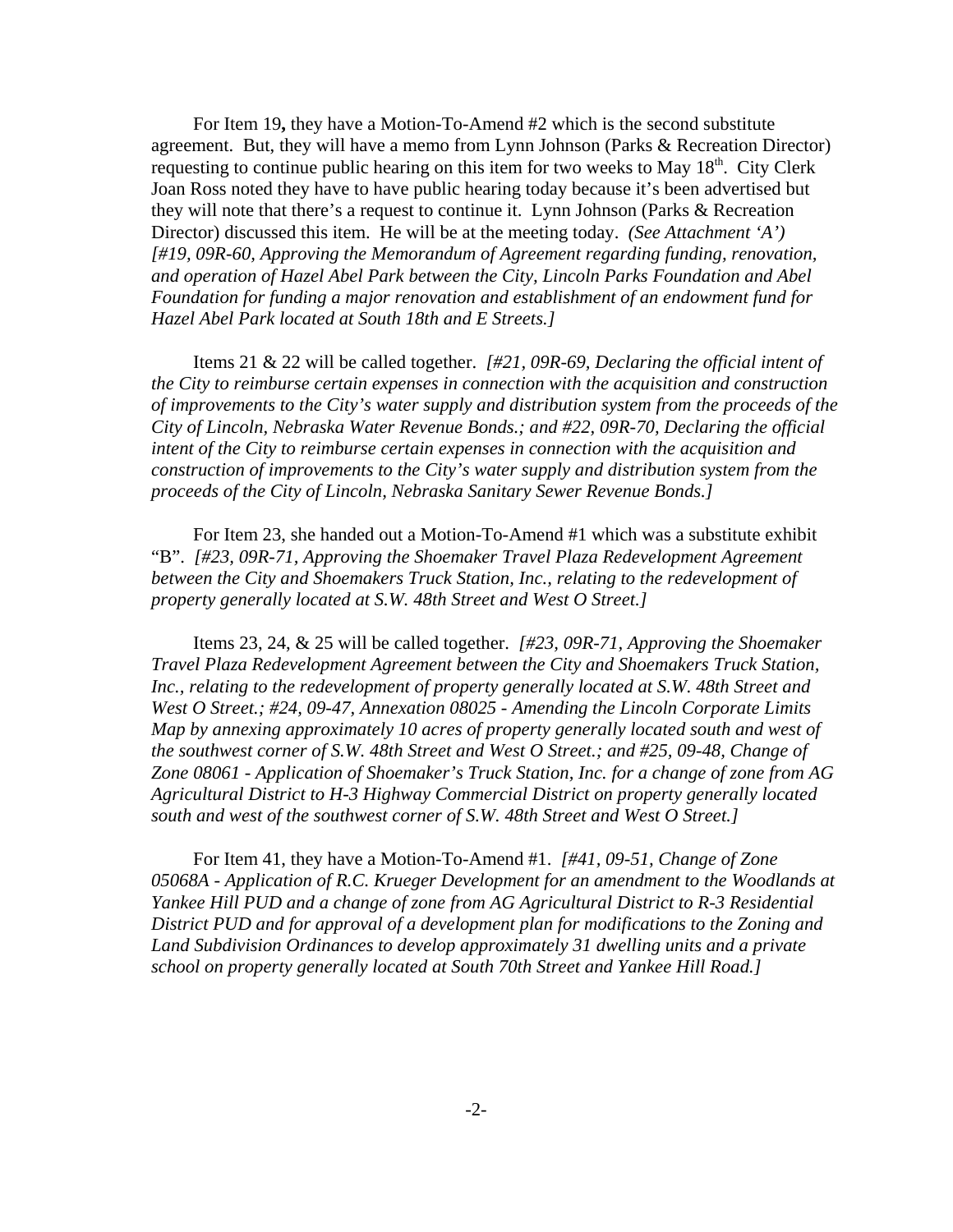For Item 19**,** they have a Motion-To-Amend #2 which is the second substitute agreement. But, they will have a memo from Lynn Johnson (Parks & Recreation Director) requesting to continue public hearing on this item for two weeks to May 18th. City Clerk Joan Ross noted they have to have public hearing today because it's been advertised but they will note that there's a request to continue it. Lynn Johnson (Parks & Recreation Director) discussed this item. He will be at the meeting today. *(See Attachment 'A') [#19, 09R-60, Approving the Memorandum of Agreement regarding funding, renovation, and operation of Hazel Abel Park between the City, Lincoln Parks Foundation and Abel Foundation for funding a major renovation and establishment of an endowment fund for Hazel Abel Park located at South 18th and E Streets.]*

Items 21 & 22 will be called together. *[#21, 09R-69, Declaring the official intent of the City to reimburse certain expenses in connection with the acquisition and construction of improvements to the City's water supply and distribution system from the proceeds of the City of Lincoln, Nebraska Water Revenue Bonds.; and #22, 09R-70, Declaring the official intent of the City to reimburse certain expenses in connection with the acquisition and construction of improvements to the City's water supply and distribution system from the proceeds of the City of Lincoln, Nebraska Sanitary Sewer Revenue Bonds.]*

For Item 23, she handed out a Motion-To-Amend #1 which was a substitute exhibit "B". *[#23, 09R-71, Approving the Shoemaker Travel Plaza Redevelopment Agreement between the City and Shoemakers Truck Station, Inc., relating to the redevelopment of property generally located at S.W. 48th Street and West O Street.]*

Items 23, 24, & 25 will be called together. *[#23, 09R-71, Approving the Shoemaker Travel Plaza Redevelopment Agreement between the City and Shoemakers Truck Station, Inc., relating to the redevelopment of property generally located at S.W. 48th Street and West O Street.; #24, 09-47, Annexation 08025 - Amending the Lincoln Corporate Limits Map by annexing approximately 10 acres of property generally located south and west of the southwest corner of S.W. 48th Street and West O Street.; and #25, 09-48, Change of Zone 08061 - Application of Shoemaker's Truck Station, Inc. for a change of zone from AG Agricultural District to H-3 Highway Commercial District on property generally located south and west of the southwest corner of S.W. 48th Street and West O Street.]*

For Item 41, they have a Motion-To-Amend #1. *[#41, 09-51, Change of Zone 05068A - Application of R.C. Krueger Development for an amendment to the Woodlands at Yankee Hill PUD and a change of zone from AG Agricultural District to R-3 Residential District PUD and for approval of a development plan for modifications to the Zoning and Land Subdivision Ordinances to develop approximately 31 dwelling units and a private school on property generally located at South 70th Street and Yankee Hill Road.]*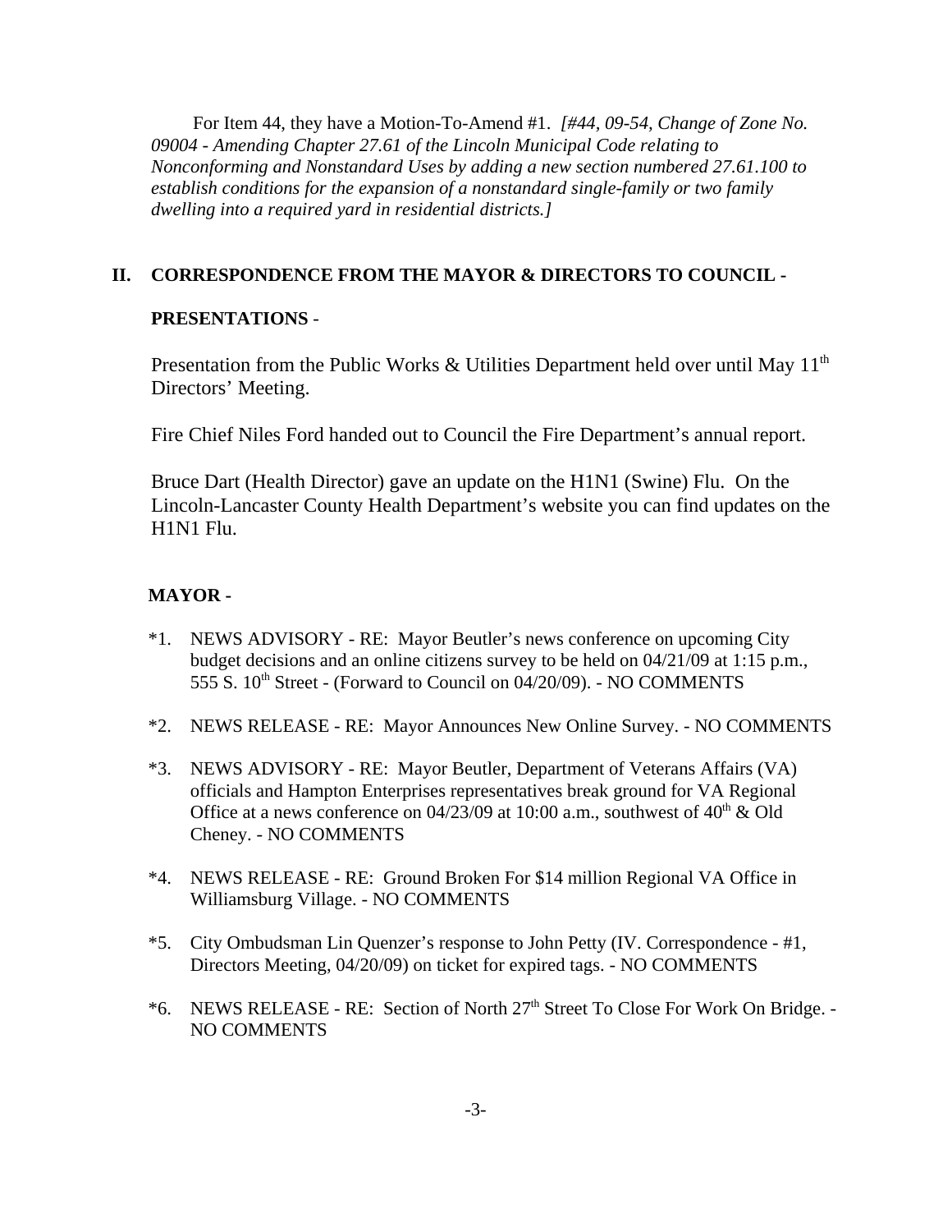For Item 44, they have a Motion-To-Amend #1. *[#44, 09-54, Change of Zone No. 09004 - Amending Chapter 27.61 of the Lincoln Municipal Code relating to Nonconforming and Nonstandard Uses by adding a new section numbered 27.61.100 to establish conditions for the expansion of a nonstandard single-family or two family dwelling into a required yard in residential districts.]*

## II. CORRESPONDENCE FROM THE MAYOR & DIRECTORS TO COUNCIL -

**PRESENTATIONS** -

Presentation from the Public Works & Utilities Department held over until May 11th Directors' Meeting.

Fire Chief Niles Ford handed out to Council the Fire Department's annual report.

Bruce Dart (Health Director) gave an update on the H1N1 (Swine) Flu. On the Lincoln-Lancaster County Health Department's website you can find updates on the H1N1 Flu.

**MAYOR -**

*1. NEWS ADVISORY - RE: Mayor Beutler's news conference on upcoming City budget decisions and an online citizens survey to be held on 04/21/09 at 1:15 p.m., 555 S. 10th Street - (Forward to Council on 04/20/09). - NO COMMENTS

*2. NEWS RELEASE - RE: Mayor Announces New Online Survey. - NO COMMENTS

*3. NEWS ADVISORY - RE: Mayor Beutler, Department of Veterans Affairs (VA) officials and Hampton Enterprises representatives break ground for VA Regional Office at a news conference on 04/23/09 at 10:00 a.m., southwest of 40th & Old Cheney. - NO COMMENTS

*4. NEWS RELEASE - RE: Ground Broken For $14 million Regional VA Office in Williamsburg Village. - NO COMMENTS

*5. City Ombudsman Lin Quenzer's response to John Petty (IV. Correspondence - #1, Directors Meeting, 04/20/09) on ticket for expired tags. - NO COMMENTS

*6. NEWS RELEASE - RE: Section of North 27th Street To Close For Work On Bridge. - NO COMMENTS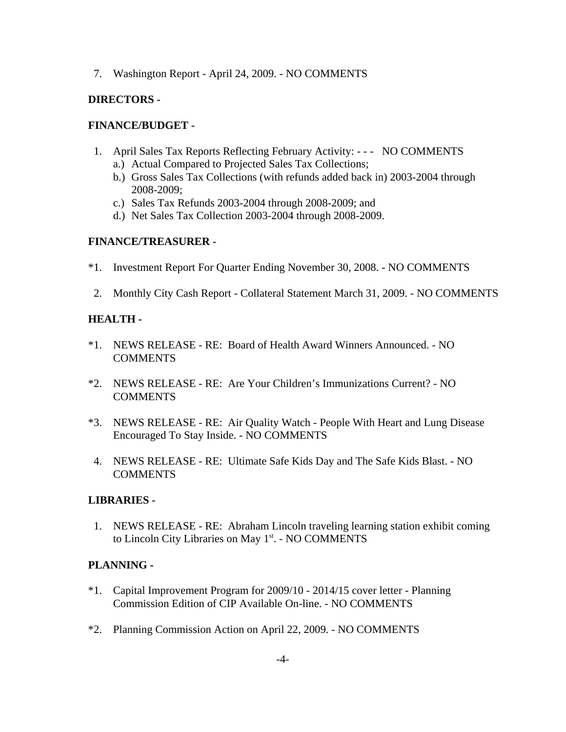7. Washington Report - April 24, 2009. - NO COMMENTS

**DIRECTORS -**

**FINANCE/BUDGET -**

1. April Sales Tax Reports Reflecting February Activity: - - - NO COMMENTS
   a.) Actual Compared to Projected Sales Tax Collections;
   b.) Gross Sales Tax Collections (with refunds added back in) 2003-2004 through 2008-2009;
   c.) Sales Tax Refunds 2003-2004 through 2008-2009; and
   d.) Net Sales Tax Collection 2003-2004 through 2008-2009.

**FINANCE/TREASURER -**

*1. Investment Report For Quarter Ending November 30, 2008. - NO COMMENTS

2. Monthly City Cash Report - Collateral Statement March 31, 2009. - NO COMMENTS

**HEALTH -**

*1. NEWS RELEASE - RE: Board of Health Award Winners Announced. - NO COMMENTS

*2. NEWS RELEASE - RE: Are Your Children's Immunizations Current? - NO COMMENTS

*3. NEWS RELEASE - RE: Air Quality Watch - People With Heart and Lung Disease Encouraged To Stay Inside. - NO COMMENTS

4. NEWS RELEASE - RE: Ultimate Safe Kids Day and The Safe Kids Blast. - NO COMMENTS

**LIBRARIES -**

1. NEWS RELEASE - RE: Abraham Lincoln traveling learning station exhibit coming to Lincoln City Libraries on May 1st. - NO COMMENTS

**PLANNING -**

*1. Capital Improvement Program for 2009/10 - 2014/15 cover letter - Planning Commission Edition of CIP Available On-line. - NO COMMENTS

*2. Planning Commission Action on April 22, 2009. - NO COMMENTS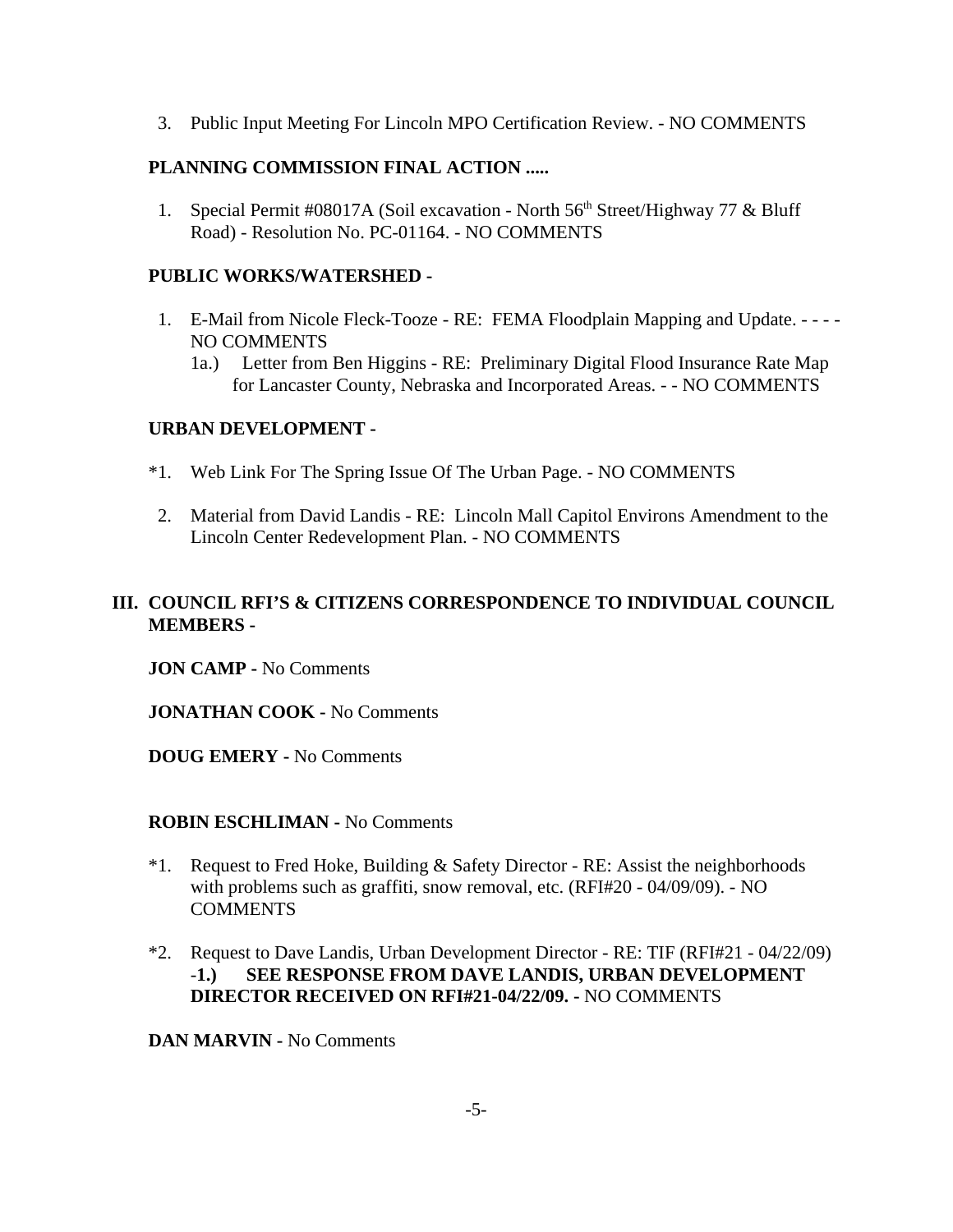3. Public Input Meeting For Lincoln MPO Certification Review. - NO COMMENTS

**PLANNING COMMISSION FINAL ACTION .....**

1. Special Permit #08017A (Soil excavation - North 56$^{th}$ Street/Highway 77 & Bluff Road) - Resolution No. PC-01164. - NO COMMENTS

**PUBLIC WORKS/WATERSHED -**

1. E-Mail from Nicole Fleck-Tooze - RE: FEMA Floodplain Mapping and Update. - - - - NO COMMENTS
   1a.) Letter from Ben Higgins - RE: Preliminary Digital Flood Insurance Rate Map for Lancaster County, Nebraska and Incorporated Areas. - - NO COMMENTS

**URBAN DEVELOPMENT -**

*1. Web Link For The Spring Issue Of The Urban Page. - NO COMMENTS

2. Material from David Landis - RE: Lincoln Mall Capitol Environs Amendment to the Lincoln Center Redevelopment Plan. - NO COMMENTS

## III. COUNCIL RFI'S & CITIZENS CORRESPONDENCE TO INDIVIDUAL COUNCIL MEMBERS -

**JON CAMP -** No Comments

**JONATHAN COOK -** No Comments

**DOUG EMERY -** No Comments

**ROBIN ESCHLIMAN -** No Comments

*1. Request to Fred Hoke, Building & Safety Director - RE: Assist the neighborhoods with problems such as graffiti, snow removal, etc. (RFI#20 - 04/09/09). - NO COMMENTS

*2. Request to Dave Landis, Urban Development Director - RE: TIF (RFI#21 - 04/22/09) -**1.) SEE RESPONSE FROM DAVE LANDIS, URBAN DEVELOPMENT DIRECTOR RECEIVED ON RFI#21-04/22/09.** - NO COMMENTS

**DAN MARVIN -** No Comments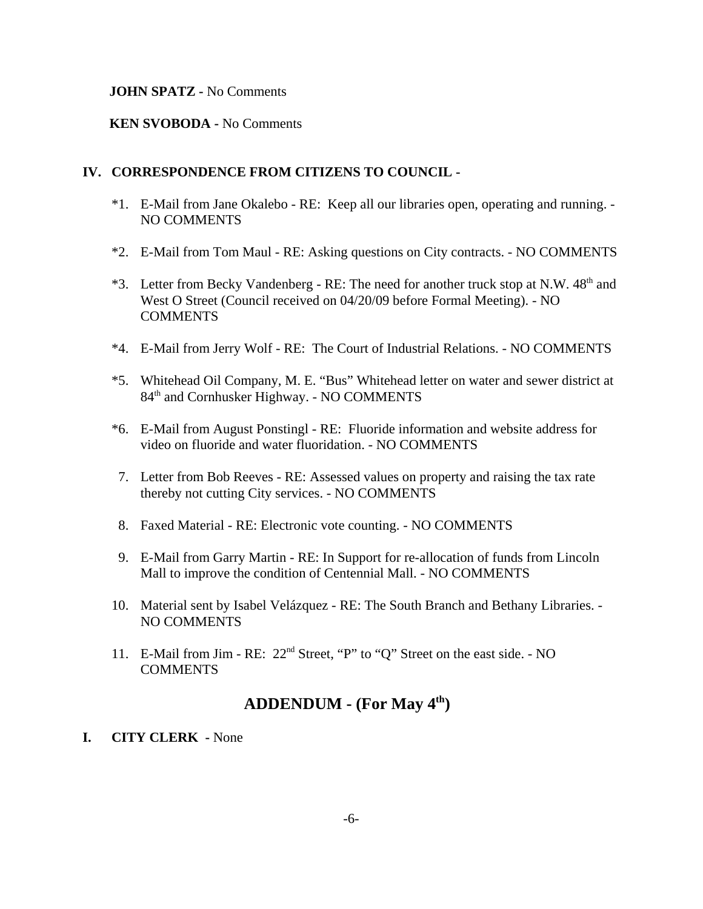**JOHN SPATZ -** No Comments

**KEN SVOBODA -** No Comments

## IV. CORRESPONDENCE FROM CITIZENS TO COUNCIL -

*1. E-Mail from Jane Okalebo - RE: Keep all our libraries open, operating and running. - NO COMMENTS

*2. E-Mail from Tom Maul - RE: Asking questions on City contracts. - NO COMMENTS

*3. Letter from Becky Vandenberg - RE: The need for another truck stop at N.W. 48th and West O Street (Council received on 04/20/09 before Formal Meeting). - NO COMMENTS

*4. E-Mail from Jerry Wolf - RE: The Court of Industrial Relations. - NO COMMENTS

*5. Whitehead Oil Company, M. E. "Bus" Whitehead letter on water and sewer district at 84th and Cornhusker Highway. - NO COMMENTS

*6. E-Mail from August Ponstingl - RE: Fluoride information and website address for video on fluoride and water fluoridation. - NO COMMENTS

7. Letter from Bob Reeves - RE: Assessed values on property and raising the tax rate thereby not cutting City services. - NO COMMENTS

8. Faxed Material - RE: Electronic vote counting. - NO COMMENTS

9. E-Mail from Garry Martin - RE: In Support for re-allocation of funds from Lincoln Mall to improve the condition of Centennial Mall. - NO COMMENTS

10. Material sent by Isabel Velázquez - RE: The South Branch and Bethany Libraries. - NO COMMENTS

11. E-Mail from Jim - RE: 22nd Street, "P" to "Q" Street on the east side. - NO COMMENTS

# ADDENDUM - (For May 4th)

## I. CITY CLERK - None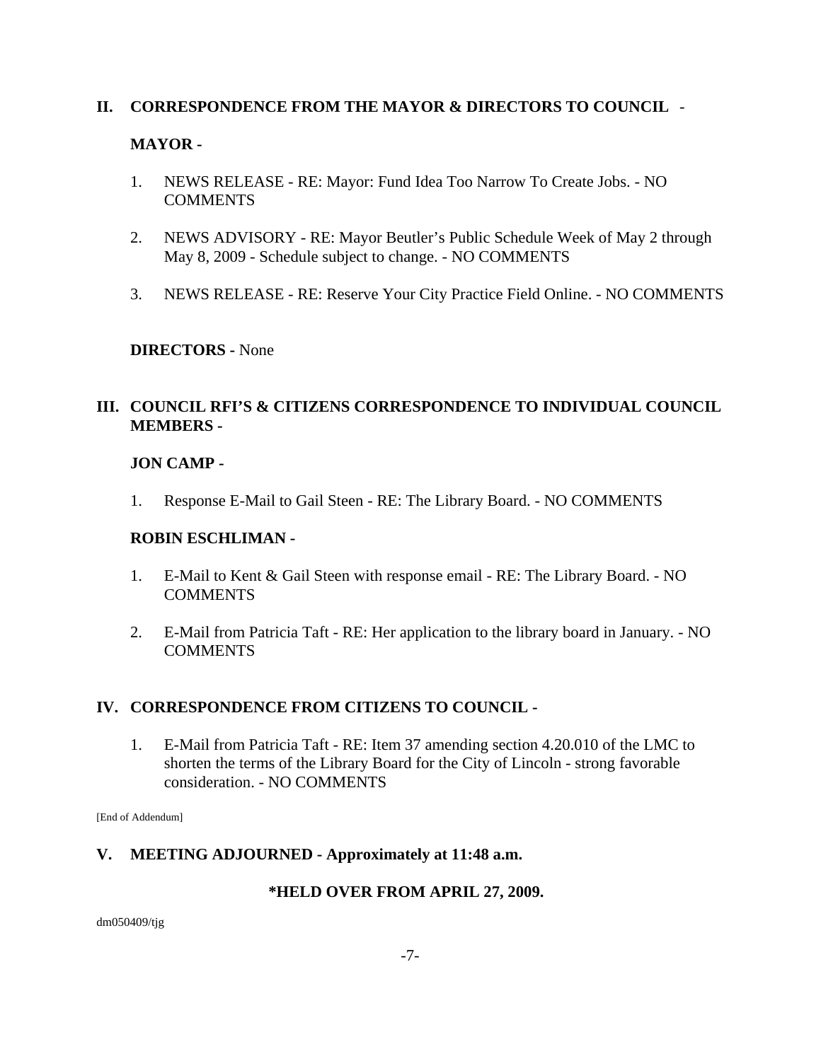## II. CORRESPONDENCE FROM THE MAYOR & DIRECTORS TO COUNCIL -

### MAYOR -

1. NEWS RELEASE - RE: Mayor: Fund Idea Too Narrow To Create Jobs. - NO COMMENTS

2. NEWS ADVISORY - RE: Mayor Beutler's Public Schedule Week of May 2 through May 8, 2009 - Schedule subject to change. - NO COMMENTS

3. NEWS RELEASE - RE: Reserve Your City Practice Field Online. - NO COMMENTS

**DIRECTORS -** None

## III. COUNCIL RFI'S & CITIZENS CORRESPONDENCE TO INDIVIDUAL COUNCIL MEMBERS -

### JON CAMP -

1. Response E-Mail to Gail Steen - RE: The Library Board. - NO COMMENTS

### ROBIN ESCHLIMAN -

1. E-Mail to Kent & Gail Steen with response email - RE: The Library Board. - NO COMMENTS

2. E-Mail from Patricia Taft - RE: Her application to the library board in January. - NO COMMENTS

## IV. CORRESPONDENCE FROM CITIZENS TO COUNCIL -

1. E-Mail from Patricia Taft - RE: Item 37 amending section 4.20.010 of the LMC to shorten the terms of the Library Board for the City of Lincoln - strong favorable consideration. - NO COMMENTS

[End of Addendum]

## V. MEETING ADJOURNED - Approximately at 11:48 a.m.

**\*HELD OVER FROM APRIL 27, 2009.**

dm050409/tjg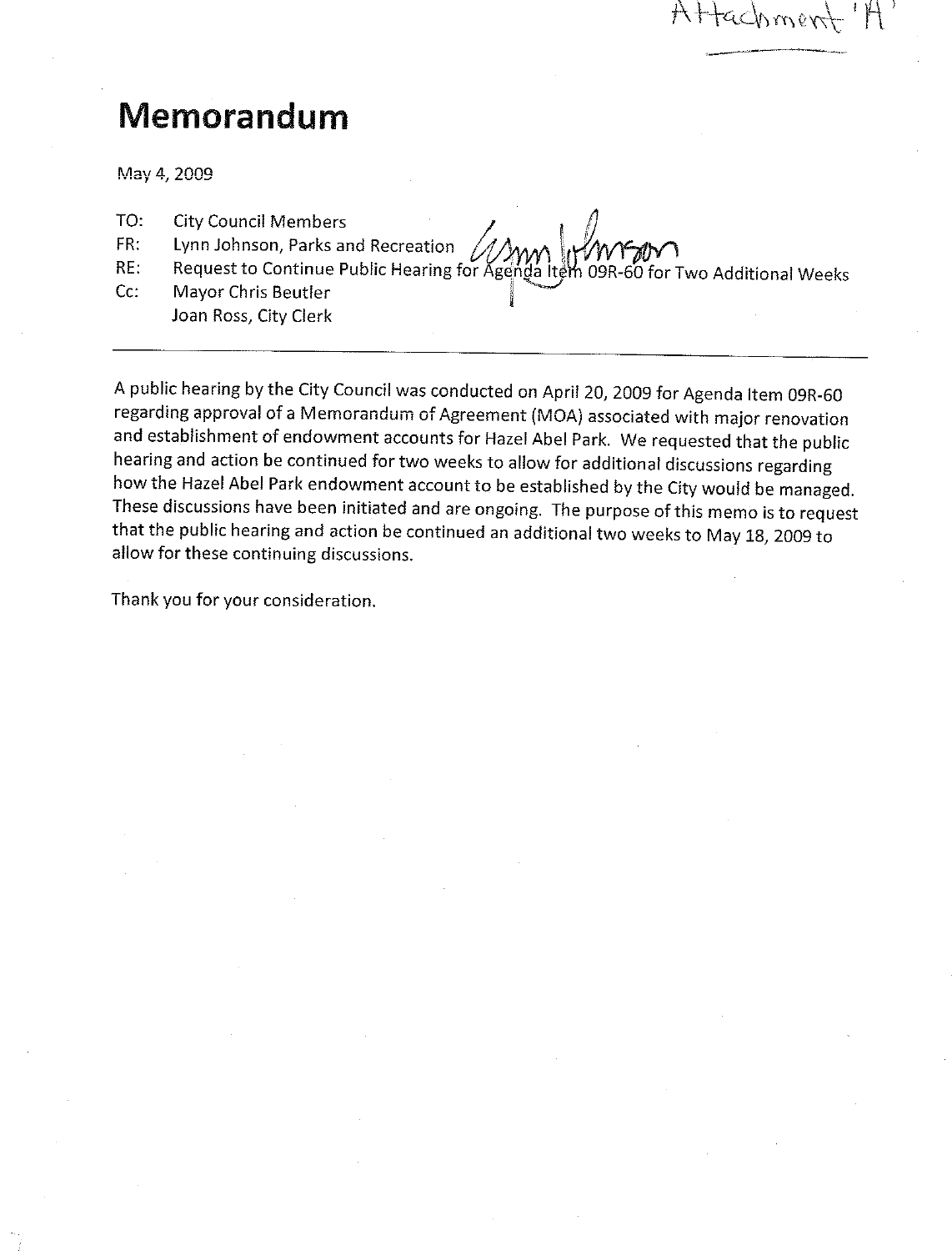Attachment 'A'

# Memorandum

May 4, 2009

TO: City Council Members
FR: Lynn Johnson, Parks and Recreation
RE: Request to Continue Public Hearing for Agenda Item 09R-60 for Two Additional Weeks
Cc: Mayor Chris Beutler
Joan Ross, City Clerk

---

A public hearing by the City Council was conducted on April 20, 2009 for Agenda Item 09R-60 regarding approval of a Memorandum of Agreement (MOA) associated with major renovation and establishment of endowment accounts for Hazel Abel Park. We requested that the public hearing and action be continued for two weeks to allow for additional discussions regarding how the Hazel Abel Park endowment account to be established by the City would be managed. These discussions have been initiated and are ongoing. The purpose of this memo is to request that the public hearing and action be continued an additional two weeks to May 18, 2009 to allow for these continuing discussions.

Thank you for your consideration.